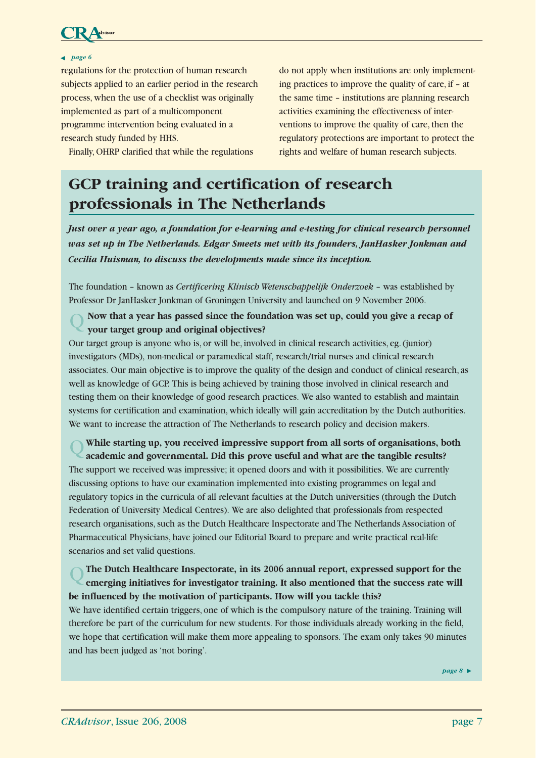◄ *page 6*

regulations for the protection of human research subjects applied to an earlier period in the research process, when the use of a checklist was originally implemented as part of a multicomponent programme intervention being evaluated in a research study funded by HHS.

Finally, OHRP clarified that while the regulations do not apply when institutions are only implementing practices to improve the quality of care, if – at the same time – institutions are planning research activities examining the effectiveness of interventions to improve the quality of care, then the regulatory protections are important to protect the rights and welfare of human research subjects.

## GCP training and certification of research professionals in The Netherlands

***Just over a year ago, a foundation for e-learning and e-testing for clinical research personnel was set up in The Netherlands. Edgar Smeets met with its founders, JanHasker Jonkman and Cecilia Huisman, to discuss the developments made since its inception.***

The foundation – known as *Certificering Klinisch Wetenschappelijk Onderzoek* – was established by Professor Dr JanHasker Jonkman of Groningen University and launched on 9 November 2006.

**Q Now that a year has passed since the foundation was set up, could you give a recap of your target group and original objectives?**

Our target group is anyone who is, or will be, involved in clinical research activities, eg. (junior) investigators (MDs), non-medical or paramedical staff, research/trial nurses and clinical research associates. Our main objective is to improve the quality of the design and conduct of clinical research, as well as knowledge of GCP. This is being achieved by training those involved in clinical research and testing them on their knowledge of good research practices. We also wanted to establish and maintain systems for certification and examination, which ideally will gain accreditation by the Dutch authorities. We want to increase the attraction of The Netherlands to research policy and decision makers.

**Q While starting up, you received impressive support from all sorts of organisations, both academic and governmental. Did this prove useful and what are the tangible results?**

The support we received was impressive; it opened doors and with it possibilities. We are currently discussing options to have our examination implemented into existing programmes on legal and regulatory topics in the curricula of all relevant faculties at the Dutch universities (through the Dutch Federation of University Medical Centres). We are also delighted that professionals from respected research organisations, such as the Dutch Healthcare Inspectorate and The Netherlands Association of Pharmaceutical Physicians, have joined our Editorial Board to prepare and write practical real-life scenarios and set valid questions.

**Q The Dutch Healthcare Inspectorate, in its 2006 annual report, expressed support for the emerging initiatives for investigator training. It also mentioned that the success rate will be influenced by the motivation of participants. How will you tackle this?**

We have identified certain triggers, one of which is the compulsory nature of the training. Training will therefore be part of the curriculum for new students. For those individuals already working in the field, we hope that certification will make them more appealing to sponsors. The exam only takes 90 minutes and has been judged as 'not boring'.

*page 8* ►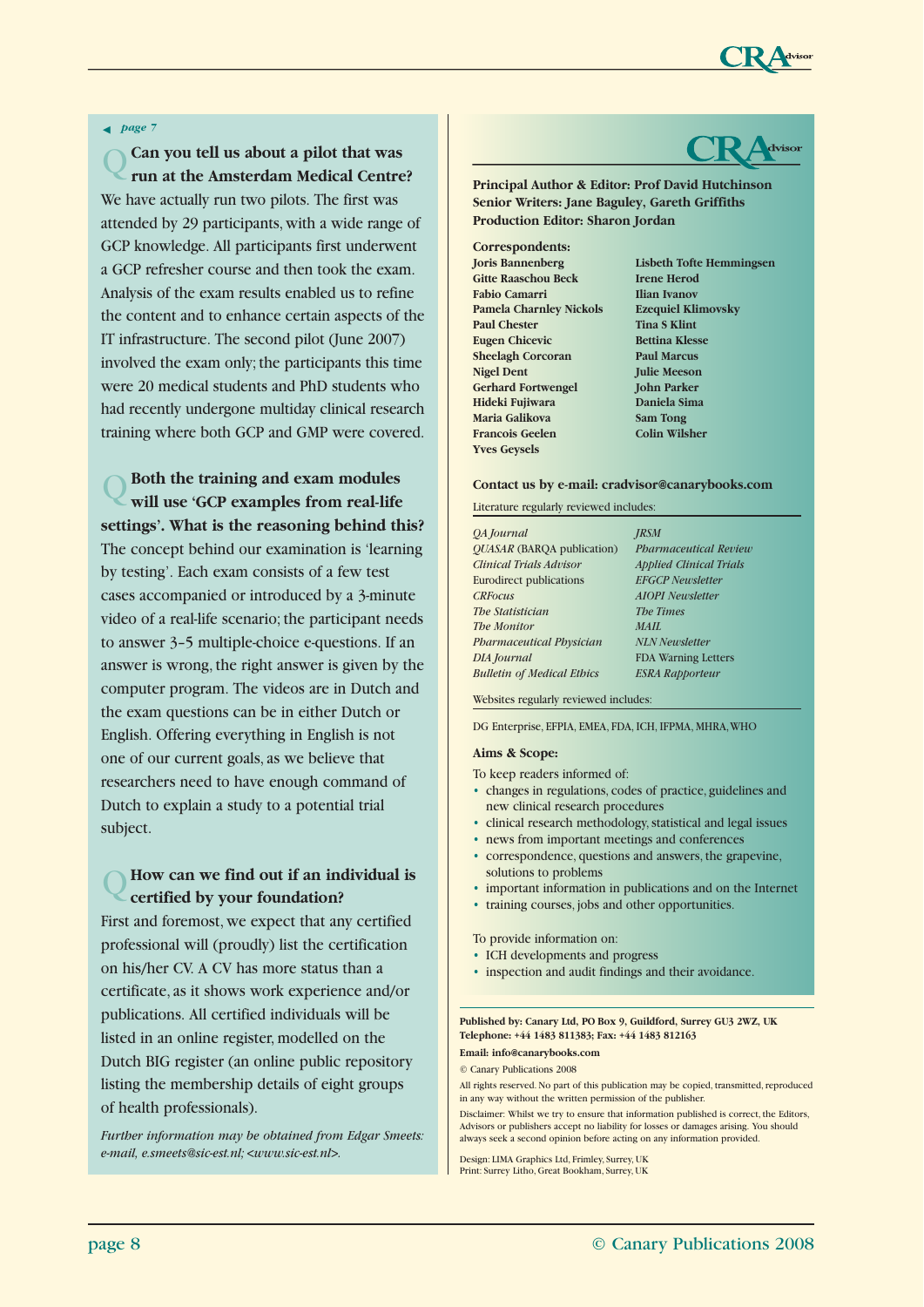◄ *page 7*

**Q Can you tell us about a pilot that was run at the Amsterdam Medical Centre?**

We have actually run two pilots. The first was attended by 29 participants, with a wide range of GCP knowledge. All participants first underwent a GCP refresher course and then took the exam. Analysis of the exam results enabled us to refine the content and to enhance certain aspects of the IT infrastructure. The second pilot (June 2007) involved the exam only; the participants this time were 20 medical students and PhD students who had recently undergone multiday clinical research training where both GCP and GMP were covered.

**Q Both the training and exam modules will use 'GCP examples from real-life settings'. What is the reasoning behind this?**

The concept behind our examination is 'learning by testing'. Each exam consists of a few test cases accompanied or introduced by a 3-minute video of a real-life scenario; the participant needs to answer 3–5 multiple-choice e-questions. If an answer is wrong, the right answer is given by the computer program. The videos are in Dutch and the exam questions can be in either Dutch or English. Offering everything in English is not one of our current goals, as we believe that researchers need to have enough command of Dutch to explain a study to a potential trial subject.

**Q How can we find out if an individual is certified by your foundation?**

First and foremost, we expect that any certified professional will (proudly) list the certification on his/her CV. A CV has more status than a certificate, as it shows work experience and/or publications. All certified individuals will be listed in an online register, modelled on the Dutch BIG register (an online public repository listing the membership details of eight groups of health professionals).

*Further information may be obtained from Edgar Smeets: e-mail, e.smeets@sic-est.nl; <www.sic-est.nl>.*

---

**CRAdvisor**

**Principal Author & Editor: Prof David Hutchinson**
**Senior Writers: Jane Baguley, Gareth Griffiths**
**Production Editor: Sharon Jordan**

**Correspondents:**

**Joris Bannenberg**
**Gitte Raaschou Beck**
**Fabio Camarri**
**Pamela Charnley Nickols**
**Paul Chester**
**Eugen Chicevic**
**Sheelagh Corcoran**
**Nigel Dent**
**Gerhard Fortwengel**
**Hideki Fujiwara**
**Maria Galikova**
**Francois Geelen**
**Yves Geysels**
**Lisbeth Tofte Hemmingsen**
**Irene Herod**
**Ilian Ivanov**
**Ezequiel Klimovsky**
**Tina S Klint**
**Bettina Klesse**
**Paul Marcus**
**Julie Meeson**
**John Parker**
**Daniela Sima**
**Sam Tong**
**Colin Wilsher**

**Contact us by e-mail: cradvisor@canarybooks.com**

Literature regularly reviewed includes:

*QA Journal*
*QUASAR* (BARQA publication)
*Clinical Trials Advisor*
Eurodirect publications
*CRFocus*
*The Statistician*
*The Monitor*
*Pharmaceutical Physician*
*DIA Journal*
*Bulletin of Medical Ethics*
*JRSM*
*Pharmaceutical Review*
*Applied Clinical Trials*
*EFGCP Newsletter*
*AIOPI Newsletter*
*The Times*
*MAIL*
*NLN Newsletter*
FDA Warning Letters
*ESRA Rapporteur*

Websites regularly reviewed includes:

DG Enterprise, EFPIA, EMEA, FDA, ICH, IFPMA, MHRA, WHO

**Aims & Scope:**

To keep readers informed of:

- changes in regulations, codes of practice, guidelines and new clinical research procedures
- clinical research methodology, statistical and legal issues
- news from important meetings and conferences
- correspondence, questions and answers, the grapevine, solutions to problems
- important information in publications and on the Internet
- training courses, jobs and other opportunities.

To provide information on:

- ICH developments and progress
- inspection and audit findings and their avoidance.

**Published by: Canary Ltd, PO Box 9, Guildford, Surrey GU3 2WZ, UK**
**Telephone: +44 1483 811383; Fax: +44 1483 812163**

**Email: info@canarybooks.com**

© Canary Publications 2008

All rights reserved. No part of this publication may be copied, transmitted, reproduced in any way without the written permission of the publisher.

Disclaimer: Whilst we try to ensure that information published is correct, the Editors, Advisors or publishers accept no liability for losses or damages arising. You should always seek a second opinion before acting on any information provided.

Design: LIMA Graphics Ltd, Frimley, Surrey, UK
Print: Surrey Litho, Great Bookham, Surrey, UK